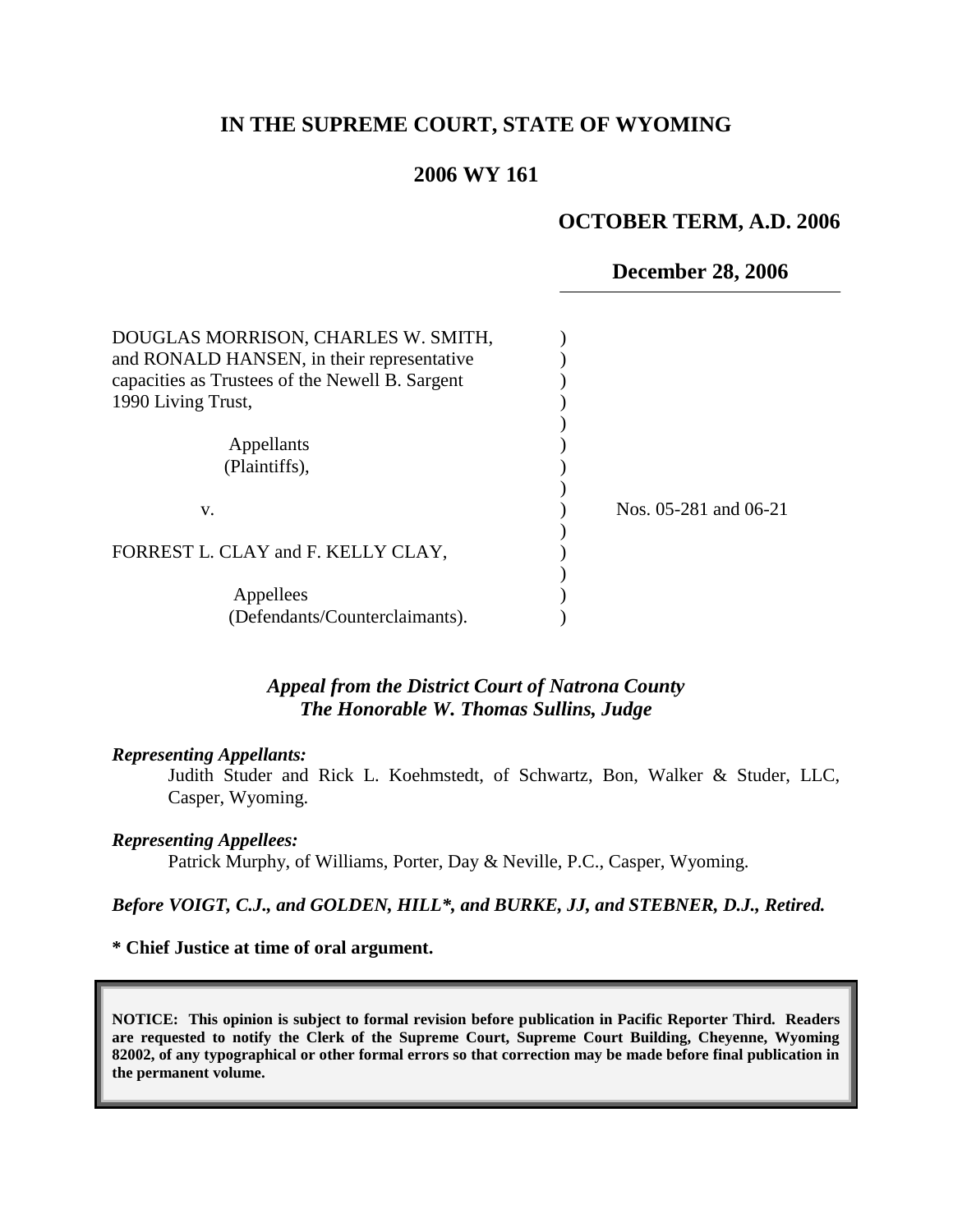# IN THE SUPREME COURT, STATE OF WYOMING

## 2006 WY 161

**OCTOBER TERM, A.D. 2006**

**December 28, 2006**

DOUGLAS MORRISON, CHARLES W. SMITH, and RONALD HANSEN, in their representative capacities as Trustees of the Newell B. Sargent 1990 Living Trust,

Appellants
(Plaintiffs),

v.

FORREST L. CLAY and F. KELLY CLAY,

Appellees
(Defendants/Counterclaimants).

Nos. 05-281 and 06-21

*Appeal from the District Court of Natrona County*
*The Honorable W. Thomas Sullins, Judge*

***Representing Appellants:***

Judith Studer and Rick L. Koehmstedt, of Schwartz, Bon, Walker & Studer, LLC, Casper, Wyoming.

***Representing Appellees:***

Patrick Murphy, of Williams, Porter, Day & Neville, P.C., Casper, Wyoming.

***Before VOIGT, C.J., and GOLDEN, HILL\*, and BURKE, JJ, and STEBNER, D.J., Retired.***

**\* Chief Justice at time of oral argument.**

**NOTICE: This opinion is subject to formal revision before publication in Pacific Reporter Third. Readers are requested to notify the Clerk of the Supreme Court, Supreme Court Building, Cheyenne, Wyoming 82002, of any typographical or other formal errors so that correction may be made before final publication in the permanent volume.**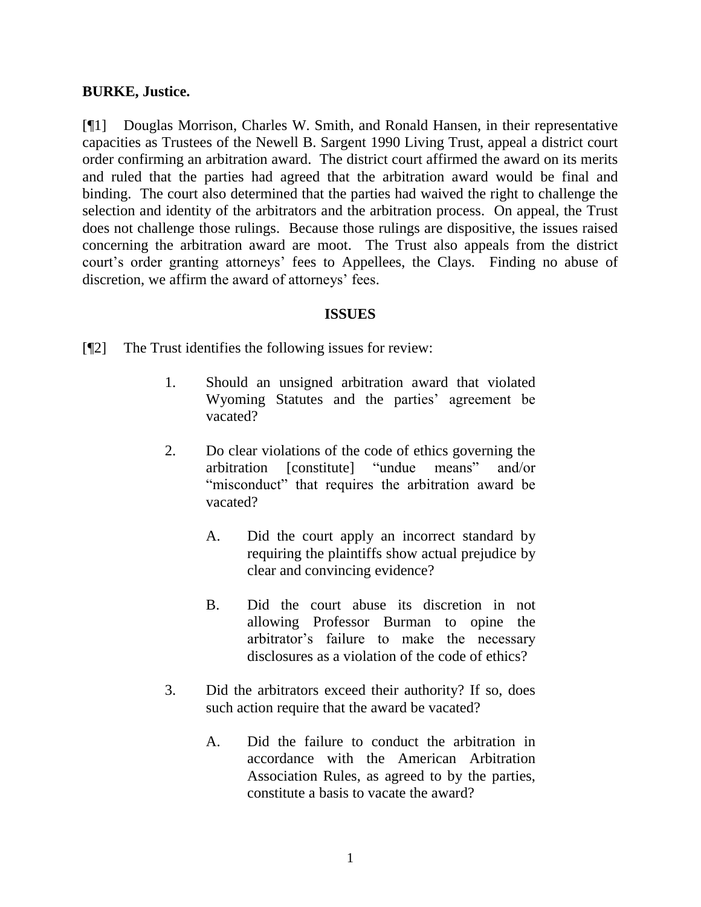**BURKE, Justice.**

[¶1] Douglas Morrison, Charles W. Smith, and Ronald Hansen, in their representative capacities as Trustees of the Newell B. Sargent 1990 Living Trust, appeal a district court order confirming an arbitration award. The district court affirmed the award on its merits and ruled that the parties had agreed that the arbitration award would be final and binding. The court also determined that the parties had waived the right to challenge the selection and identity of the arbitrators and the arbitration process. On appeal, the Trust does not challenge those rulings. Because those rulings are dispositive, the issues raised concerning the arbitration award are moot. The Trust also appeals from the district court's order granting attorneys' fees to Appellees, the Clays. Finding no abuse of discretion, we affirm the award of attorneys' fees.

**ISSUES**

[¶2] The Trust identifies the following issues for review:

> 1. Should an unsigned arbitration award that violated Wyoming Statutes and the parties' agreement be vacated?
>
> 2. Do clear violations of the code of ethics governing the arbitration [constitute] "undue means" and/or "misconduct" that requires the arbitration award be vacated?
>
>     A. Did the court apply an incorrect standard by requiring the plaintiffs show actual prejudice by clear and convincing evidence?
>
>     B. Did the court abuse its discretion in not allowing Professor Burman to opine the arbitrator's failure to make the necessary disclosures as a violation of the code of ethics?
>
> 3. Did the arbitrators exceed their authority? If so, does such action require that the award be vacated?
>
>     A. Did the failure to conduct the arbitration in accordance with the American Arbitration Association Rules, as agreed to by the parties, constitute a basis to vacate the award?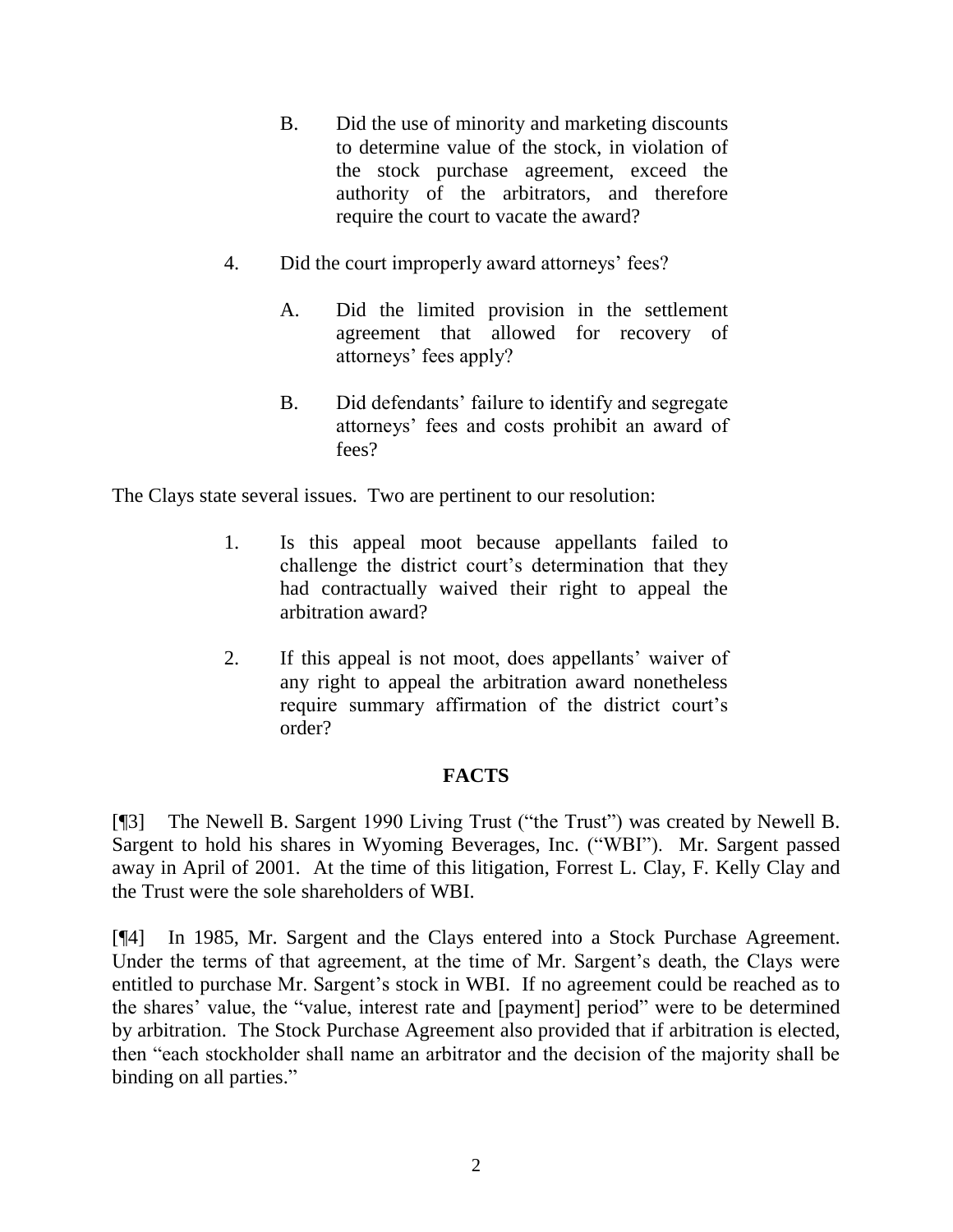B. Did the use of minority and marketing discounts to determine value of the stock, in violation of the stock purchase agreement, exceed the authority of the arbitrators, and therefore require the court to vacate the award?

4. Did the court improperly award attorneys' fees?

   A. Did the limited provision in the settlement agreement that allowed for recovery of attorneys' fees apply?

   B. Did defendants' failure to identify and segregate attorneys' fees and costs prohibit an award of fees?

The Clays state several issues. Two are pertinent to our resolution:

1. Is this appeal moot because appellants failed to challenge the district court's determination that they had contractually waived their right to appeal the arbitration award?

2. If this appeal is not moot, does appellants' waiver of any right to appeal the arbitration award nonetheless require summary affirmation of the district court's order?

**FACTS**

[¶3] The Newell B. Sargent 1990 Living Trust ("the Trust") was created by Newell B. Sargent to hold his shares in Wyoming Beverages, Inc. ("WBI"). Mr. Sargent passed away in April of 2001. At the time of this litigation, Forrest L. Clay, F. Kelly Clay and the Trust were the sole shareholders of WBI.

[¶4] In 1985, Mr. Sargent and the Clays entered into a Stock Purchase Agreement. Under the terms of that agreement, at the time of Mr. Sargent's death, the Clays were entitled to purchase Mr. Sargent's stock in WBI. If no agreement could be reached as to the shares' value, the "value, interest rate and [payment] period" were to be determined by arbitration. The Stock Purchase Agreement also provided that if arbitration is elected, then "each stockholder shall name an arbitrator and the decision of the majority shall be binding on all parties."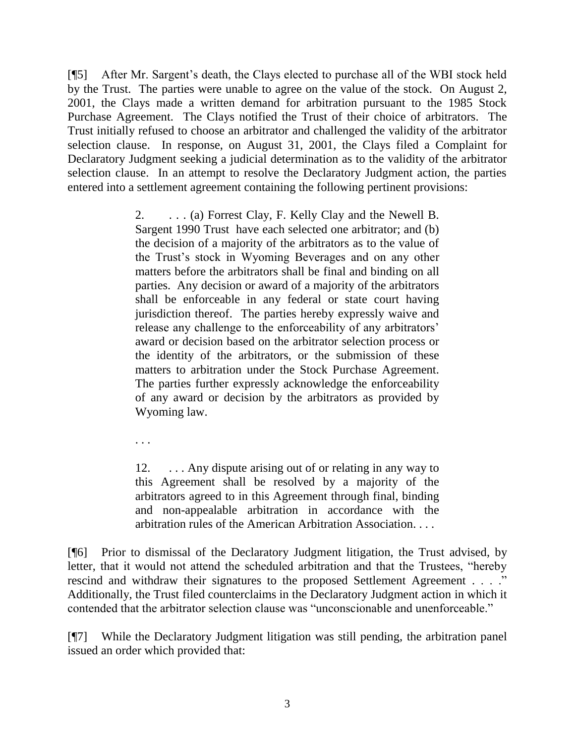[¶5] After Mr. Sargent's death, the Clays elected to purchase all of the WBI stock held by the Trust. The parties were unable to agree on the value of the stock. On August 2, 2001, the Clays made a written demand for arbitration pursuant to the 1985 Stock Purchase Agreement. The Clays notified the Trust of their choice of arbitrators. The Trust initially refused to choose an arbitrator and challenged the validity of the arbitrator selection clause. In response, on August 31, 2001, the Clays filed a Complaint for Declaratory Judgment seeking a judicial determination as to the validity of the arbitrator selection clause. In an attempt to resolve the Declaratory Judgment action, the parties entered into a settlement agreement containing the following pertinent provisions:

> 2. . . . (a) Forrest Clay, F. Kelly Clay and the Newell B. Sargent 1990 Trust have each selected one arbitrator; and (b) the decision of a majority of the arbitrators as to the value of the Trust's stock in Wyoming Beverages and on any other matters before the arbitrators shall be final and binding on all parties. Any decision or award of a majority of the arbitrators shall be enforceable in any federal or state court having jurisdiction thereof. The parties hereby expressly waive and release any challenge to the enforceability of any arbitrators' award or decision based on the arbitrator selection process or the identity of the arbitrators, or the submission of these matters to arbitration under the Stock Purchase Agreement. The parties further expressly acknowledge the enforceability of any award or decision by the arbitrators as provided by Wyoming law.
>
> . . .
>
> 12. . . . Any dispute arising out of or relating in any way to this Agreement shall be resolved by a majority of the arbitrators agreed to in this Agreement through final, binding and non-appealable arbitration in accordance with the arbitration rules of the American Arbitration Association. . . .

[¶6] Prior to dismissal of the Declaratory Judgment litigation, the Trust advised, by letter, that it would not attend the scheduled arbitration and that the Trustees, "hereby rescind and withdraw their signatures to the proposed Settlement Agreement . . . ." Additionally, the Trust filed counterclaims in the Declaratory Judgment action in which it contended that the arbitrator selection clause was "unconscionable and unenforceable."

[¶7] While the Declaratory Judgment litigation was still pending, the arbitration panel issued an order which provided that: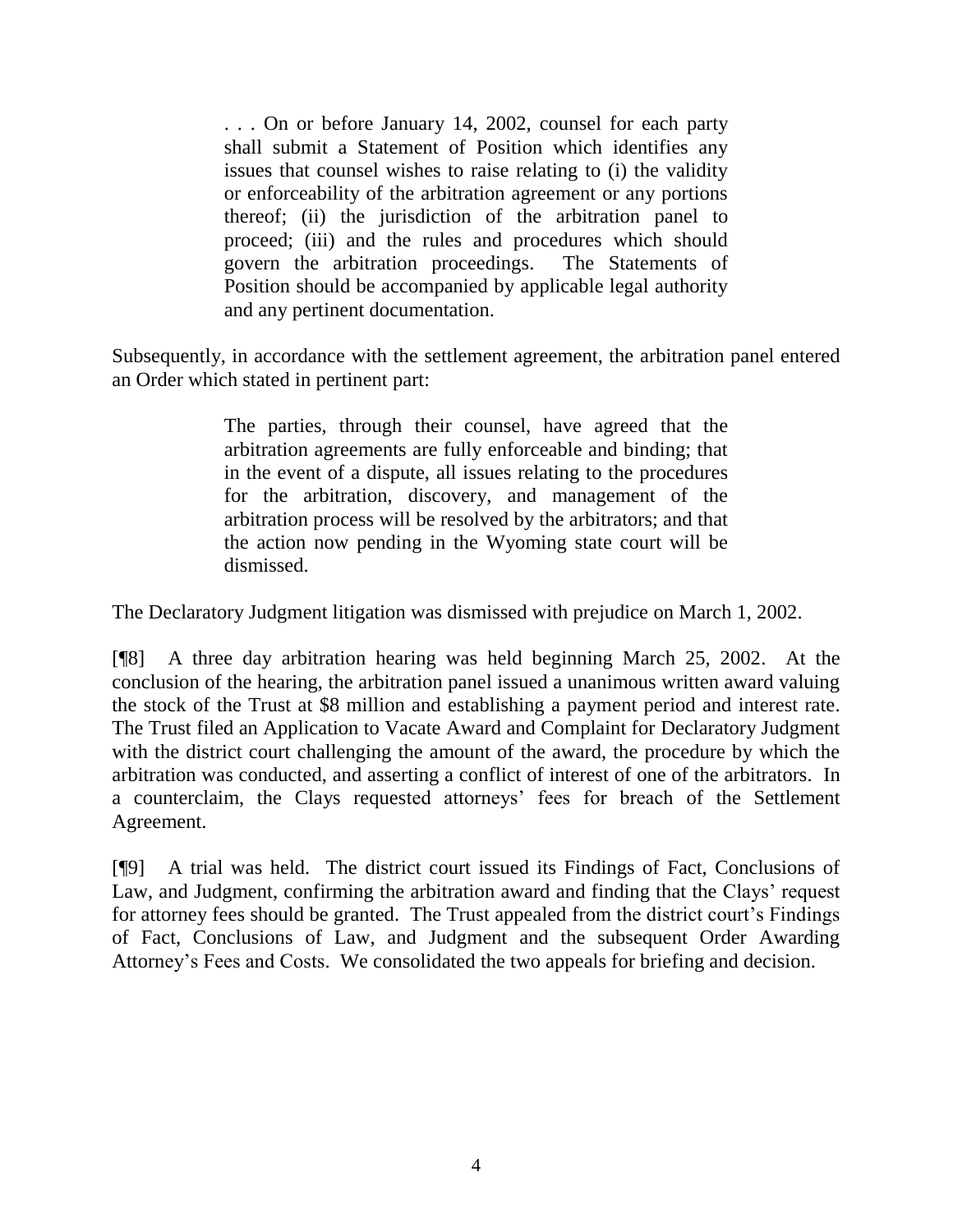> . . . On or before January 14, 2002, counsel for each party shall submit a Statement of Position which identifies any issues that counsel wishes to raise relating to (i) the validity or enforceability of the arbitration agreement or any portions thereof; (ii) the jurisdiction of the arbitration panel to proceed; (iii) and the rules and procedures which should govern the arbitration proceedings. The Statements of Position should be accompanied by applicable legal authority and any pertinent documentation.

Subsequently, in accordance with the settlement agreement, the arbitration panel entered an Order which stated in pertinent part:

> The parties, through their counsel, have agreed that the arbitration agreements are fully enforceable and binding; that in the event of a dispute, all issues relating to the procedures for the arbitration, discovery, and management of the arbitration process will be resolved by the arbitrators; and that the action now pending in the Wyoming state court will be dismissed.

The Declaratory Judgment litigation was dismissed with prejudice on March 1, 2002.

[¶8] A three day arbitration hearing was held beginning March 25, 2002. At the conclusion of the hearing, the arbitration panel issued a unanimous written award valuing the stock of the Trust at $8 million and establishing a payment period and interest rate. The Trust filed an Application to Vacate Award and Complaint for Declaratory Judgment with the district court challenging the amount of the award, the procedure by which the arbitration was conducted, and asserting a conflict of interest of one of the arbitrators. In a counterclaim, the Clays requested attorneys' fees for breach of the Settlement Agreement.

[¶9] A trial was held. The district court issued its Findings of Fact, Conclusions of Law, and Judgment, confirming the arbitration award and finding that the Clays' request for attorney fees should be granted. The Trust appealed from the district court's Findings of Fact, Conclusions of Law, and Judgment and the subsequent Order Awarding Attorney's Fees and Costs. We consolidated the two appeals for briefing and decision.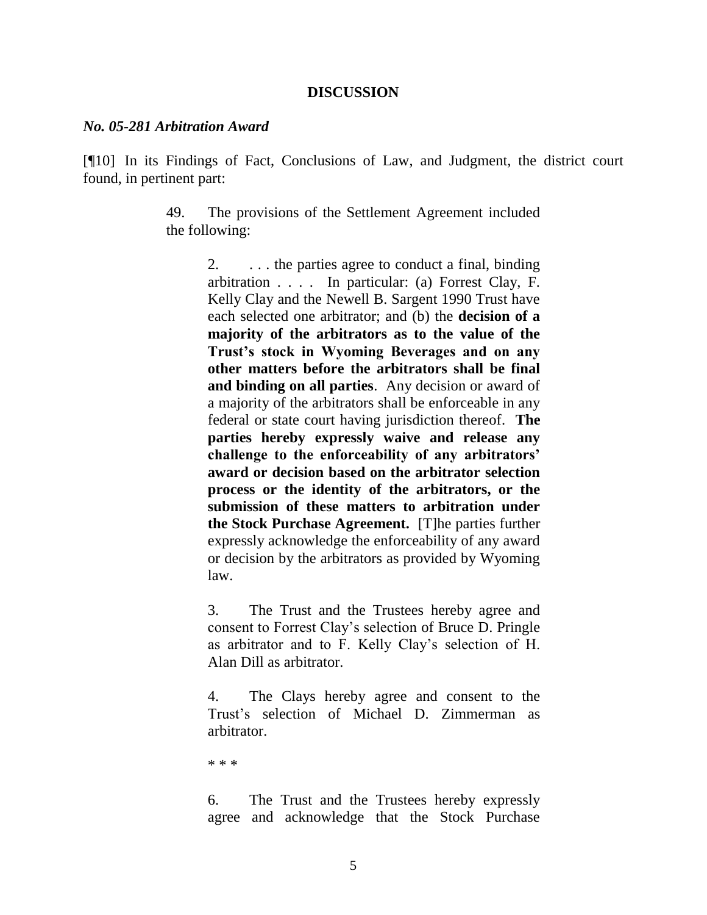## DISCUSSION

### *No. 05-281 Arbitration Award*

[¶10] In its Findings of Fact, Conclusions of Law, and Judgment, the district court found, in pertinent part:

> 49. The provisions of the Settlement Agreement included the following:
>
> > 2. . . . the parties agree to conduct a final, binding arbitration . . . . In particular: (a) Forrest Clay, F. Kelly Clay and the Newell B. Sargent 1990 Trust have each selected one arbitrator; and (b) the **decision of a majority of the arbitrators as to the value of the Trust's stock in Wyoming Beverages and on any other matters before the arbitrators shall be final and binding on all parties**. Any decision or award of a majority of the arbitrators shall be enforceable in any federal or state court having jurisdiction thereof. **The parties hereby expressly waive and release any challenge to the enforceability of any arbitrators' award or decision based on the arbitrator selection process or the identity of the arbitrators, or the submission of these matters to arbitration under the Stock Purchase Agreement.** [T]he parties further expressly acknowledge the enforceability of any award or decision by the arbitrators as provided by Wyoming law.
> >
> > 3. The Trust and the Trustees hereby agree and consent to Forrest Clay's selection of Bruce D. Pringle as arbitrator and to F. Kelly Clay's selection of H. Alan Dill as arbitrator.
> >
> > 4. The Clays hereby agree and consent to the Trust's selection of Michael D. Zimmerman as arbitrator.
> >
> > \* \* \*
> >
> > 6. The Trust and the Trustees hereby expressly agree and acknowledge that the Stock Purchase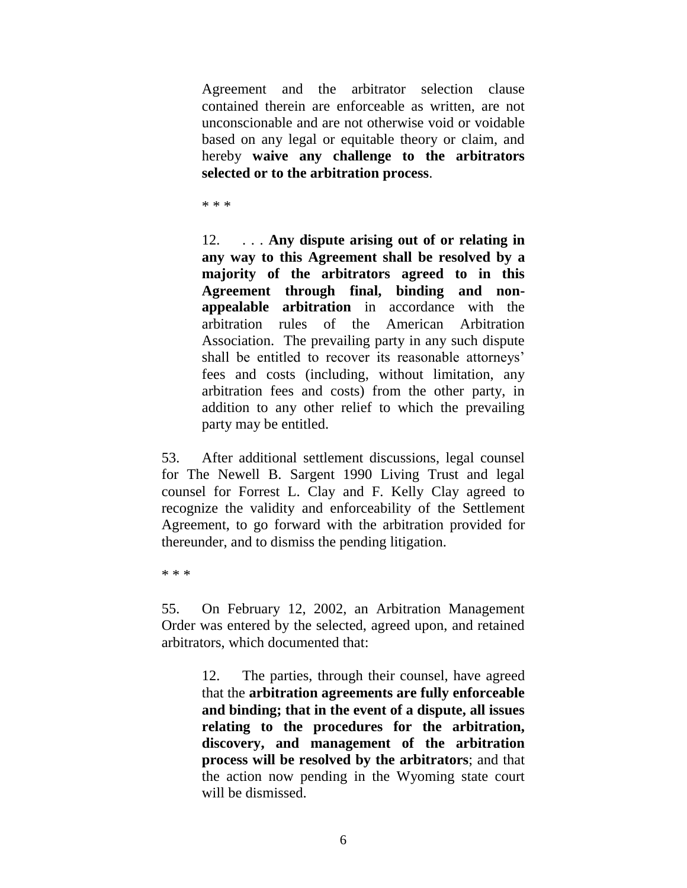> Agreement and the arbitrator selection clause contained therein are enforceable as written, are not unconscionable and are not otherwise void or voidable based on any legal or equitable theory or claim, and hereby **waive any challenge to the arbitrators selected or to the arbitration process**.
>
> * * *
>
> 12. . . . **Any dispute arising out of or relating in any way to this Agreement shall be resolved by a majority of the arbitrators agreed to in this Agreement through final, binding and non-appealable arbitration** in accordance with the arbitration rules of the American Arbitration Association. The prevailing party in any such dispute shall be entitled to recover its reasonable attorneys' fees and costs (including, without limitation, any arbitration fees and costs) from the other party, in addition to any other relief to which the prevailing party may be entitled.

53. After additional settlement discussions, legal counsel for The Newell B. Sargent 1990 Living Trust and legal counsel for Forrest L. Clay and F. Kelly Clay agreed to recognize the validity and enforceability of the Settlement Agreement, to go forward with the arbitration provided for thereunder, and to dismiss the pending litigation.

* * *

55. On February 12, 2002, an Arbitration Management Order was entered by the selected, agreed upon, and retained arbitrators, which documented that:

> 12. The parties, through their counsel, have agreed that the **arbitration agreements are fully enforceable and binding; that in the event of a dispute, all issues relating to the procedures for the arbitration, discovery, and management of the arbitration process will be resolved by the arbitrators**; and that the action now pending in the Wyoming state court will be dismissed.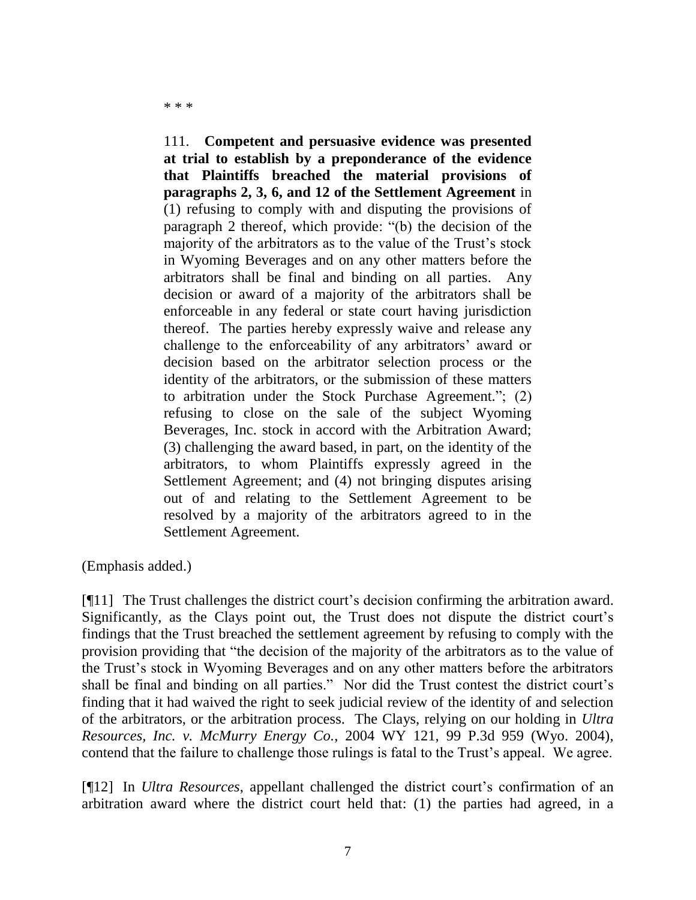\* \* \*

> 111. **Competent and persuasive evidence was presented at trial to establish by a preponderance of the evidence that Plaintiffs breached the material provisions of paragraphs 2, 3, 6, and 12 of the Settlement Agreement** in (1) refusing to comply with and disputing the provisions of paragraph 2 thereof, which provide: "(b) the decision of the majority of the arbitrators as to the value of the Trust's stock in Wyoming Beverages and on any other matters before the arbitrators shall be final and binding on all parties. Any decision or award of a majority of the arbitrators shall be enforceable in any federal or state court having jurisdiction thereof. The parties hereby expressly waive and release any challenge to the enforceability of any arbitrators' award or decision based on the arbitrator selection process or the identity of the arbitrators, or the submission of these matters to arbitration under the Stock Purchase Agreement."; (2) refusing to close on the sale of the subject Wyoming Beverages, Inc. stock in accord with the Arbitration Award; (3) challenging the award based, in part, on the identity of the arbitrators, to whom Plaintiffs expressly agreed in the Settlement Agreement; and (4) not bringing disputes arising out of and relating to the Settlement Agreement to be resolved by a majority of the arbitrators agreed to in the Settlement Agreement.

(Emphasis added.)

[¶11] The Trust challenges the district court's decision confirming the arbitration award. Significantly, as the Clays point out, the Trust does not dispute the district court's findings that the Trust breached the settlement agreement by refusing to comply with the provision providing that "the decision of the majority of the arbitrators as to the value of the Trust's stock in Wyoming Beverages and on any other matters before the arbitrators shall be final and binding on all parties." Nor did the Trust contest the district court's finding that it had waived the right to seek judicial review of the identity of and selection of the arbitrators, or the arbitration process. The Clays, relying on our holding in *Ultra Resources, Inc. v. McMurry Energy Co.*, 2004 WY 121, 99 P.3d 959 (Wyo. 2004), contend that the failure to challenge those rulings is fatal to the Trust's appeal. We agree.

[¶12] In *Ultra Resources*, appellant challenged the district court's confirmation of an arbitration award where the district court held that: (1) the parties had agreed, in a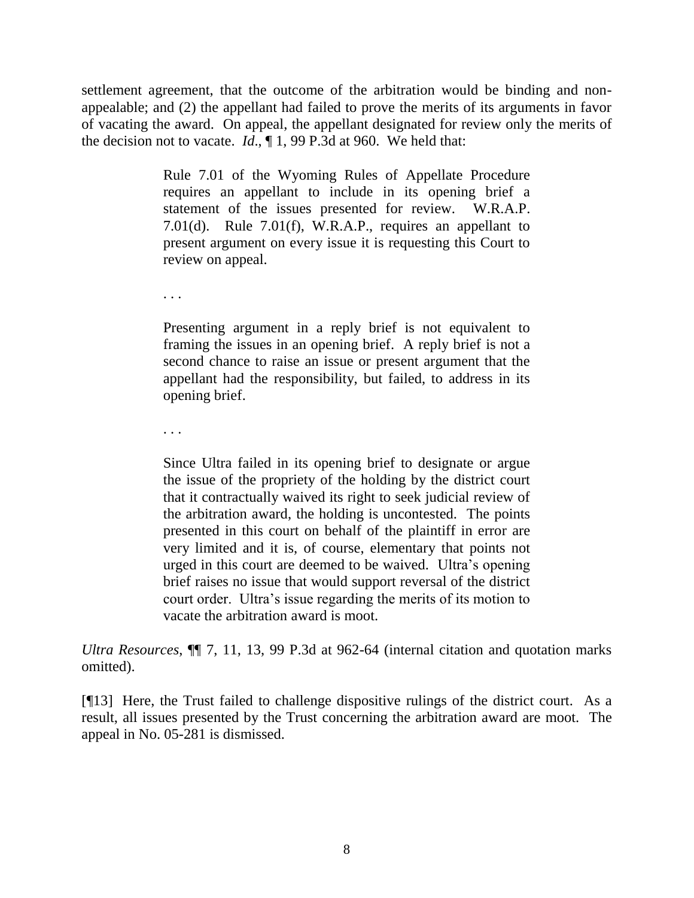settlement agreement, that the outcome of the arbitration would be binding and non-appealable; and (2) the appellant had failed to prove the merits of its arguments in favor of vacating the award. On appeal, the appellant designated for review only the merits of the decision not to vacate. *Id.*, ¶ 1, 99 P.3d at 960. We held that:

> Rule 7.01 of the Wyoming Rules of Appellate Procedure requires an appellant to include in its opening brief a statement of the issues presented for review. W.R.A.P. 7.01(d). Rule 7.01(f), W.R.A.P., requires an appellant to present argument on every issue it is requesting this Court to review on appeal.
>
> . . .
>
> Presenting argument in a reply brief is not equivalent to framing the issues in an opening brief. A reply brief is not a second chance to raise an issue or present argument that the appellant had the responsibility, but failed, to address in its opening brief.
>
> . . .
>
> Since Ultra failed in its opening brief to designate or argue the issue of the propriety of the holding by the district court that it contractually waived its right to seek judicial review of the arbitration award, the holding is uncontested. The points presented in this court on behalf of the plaintiff in error are very limited and it is, of course, elementary that points not urged in this court are deemed to be waived. Ultra's opening brief raises no issue that would support reversal of the district court order. Ultra's issue regarding the merits of its motion to vacate the arbitration award is moot.

*Ultra Resources*, ¶¶ 7, 11, 13, 99 P.3d at 962-64 (internal citation and quotation marks omitted).

[¶13] Here, the Trust failed to challenge dispositive rulings of the district court. As a result, all issues presented by the Trust concerning the arbitration award are moot. The appeal in No. 05-281 is dismissed.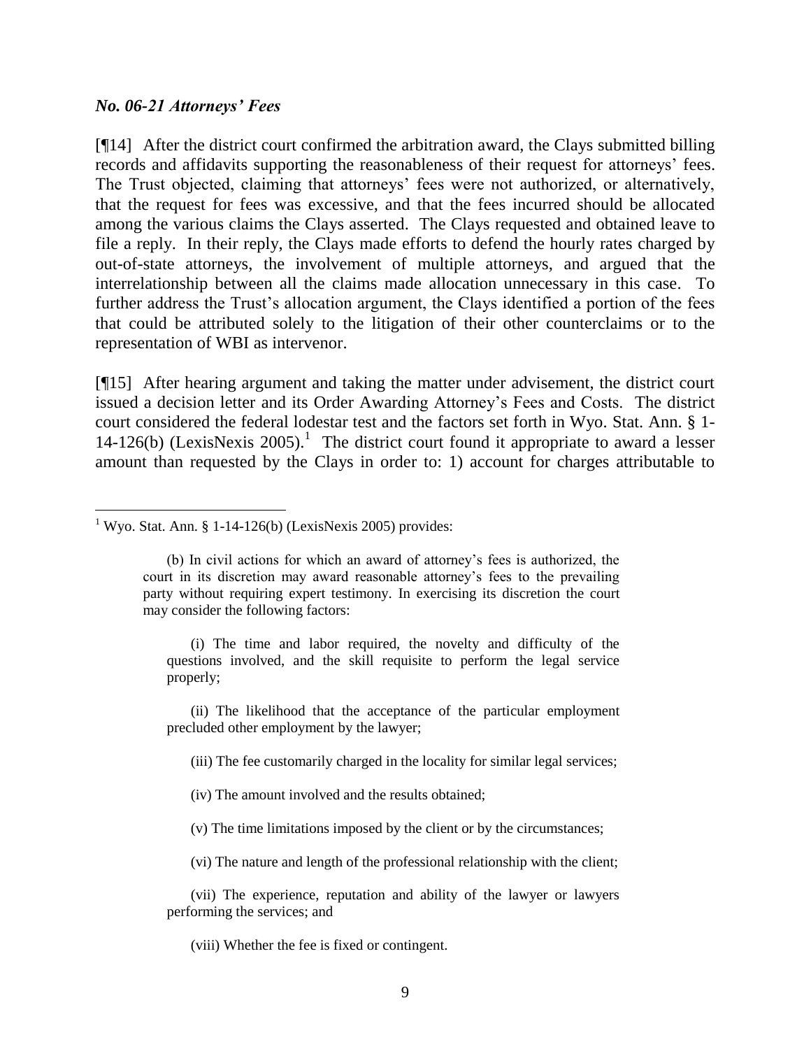### *No. 06-21 Attorneys' Fees*

[¶14] After the district court confirmed the arbitration award, the Clays submitted billing records and affidavits supporting the reasonableness of their request for attorneys' fees. The Trust objected, claiming that attorneys' fees were not authorized, or alternatively, that the request for fees was excessive, and that the fees incurred should be allocated among the various claims the Clays asserted. The Clays requested and obtained leave to file a reply. In their reply, the Clays made efforts to defend the hourly rates charged by out-of-state attorneys, the involvement of multiple attorneys, and argued that the interrelationship between all the claims made allocation unnecessary in this case. To further address the Trust's allocation argument, the Clays identified a portion of the fees that could be attributed solely to the litigation of their other counterclaims or to the representation of WBI as intervenor.

[¶15] After hearing argument and taking the matter under advisement, the district court issued a decision letter and its Order Awarding Attorney's Fees and Costs. The district court considered the federal lodestar test and the factors set forth in Wyo. Stat. Ann. § 1-14-126(b) (LexisNexis 2005).[1] The district court found it appropriate to award a lesser amount than requested by the Clays in order to: 1) account for charges attributable to

---

[1] Wyo. Stat. Ann. § 1-14-126(b) (LexisNexis 2005) provides:

> (b) In civil actions for which an award of attorney's fees is authorized, the court in its discretion may award reasonable attorney's fees to the prevailing party without requiring expert testimony. In exercising its discretion the court may consider the following factors:
>
> (i) The time and labor required, the novelty and difficulty of the questions involved, and the skill requisite to perform the legal service properly;
>
> (ii) The likelihood that the acceptance of the particular employment precluded other employment by the lawyer;
>
> (iii) The fee customarily charged in the locality for similar legal services;
>
> (iv) The amount involved and the results obtained;
>
> (v) The time limitations imposed by the client or by the circumstances;
>
> (vi) The nature and length of the professional relationship with the client;
>
> (vii) The experience, reputation and ability of the lawyer or lawyers performing the services; and
>
> (viii) Whether the fee is fixed or contingent.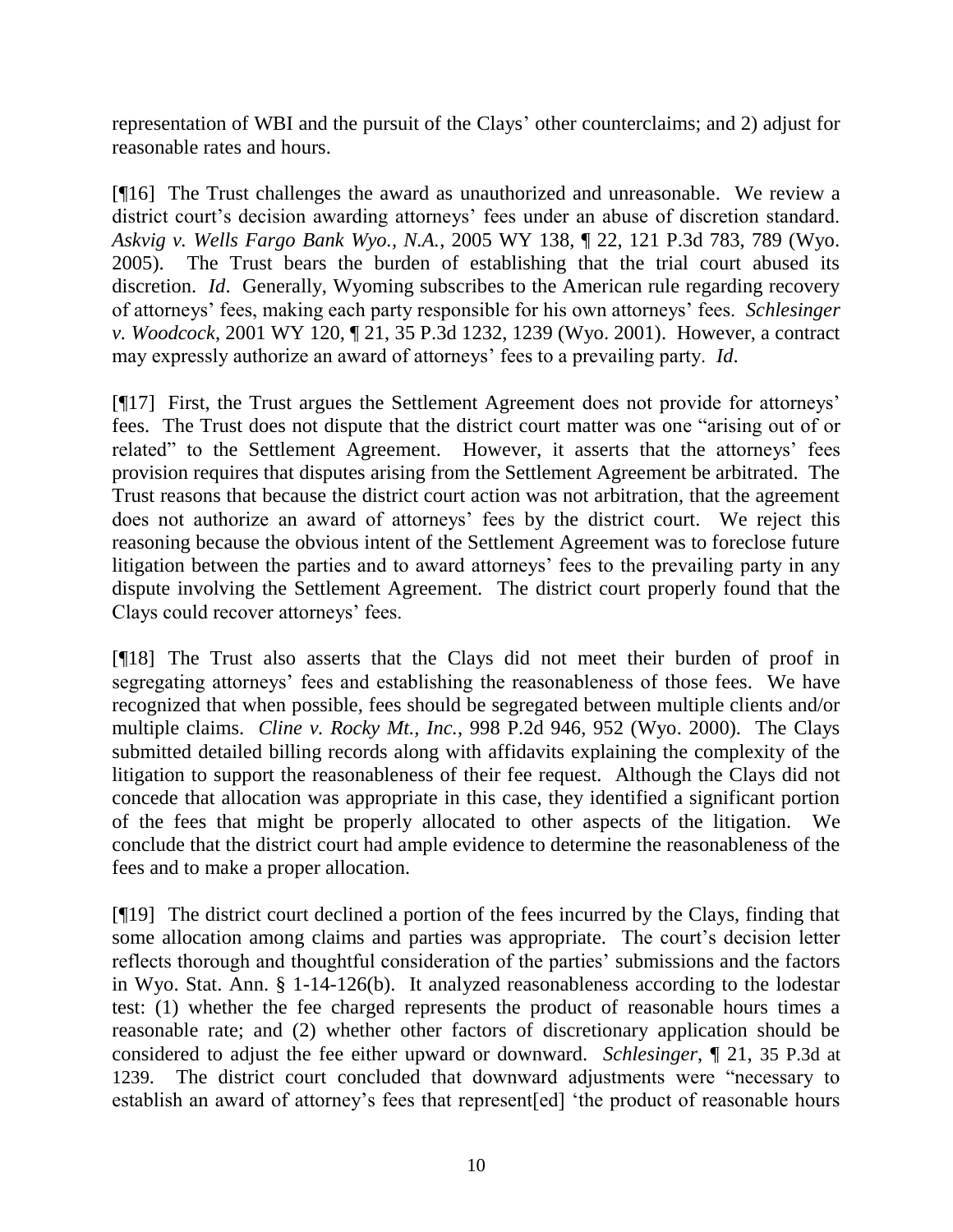representation of WBI and the pursuit of the Clays' other counterclaims; and 2) adjust for reasonable rates and hours.

[¶16] The Trust challenges the award as unauthorized and unreasonable. We review a district court's decision awarding attorneys' fees under an abuse of discretion standard. *Askvig v. Wells Fargo Bank Wyo., N.A.*, 2005 WY 138, ¶ 22, 121 P.3d 783, 789 (Wyo. 2005). The Trust bears the burden of establishing that the trial court abused its discretion. *Id*. Generally, Wyoming subscribes to the American rule regarding recovery of attorneys' fees, making each party responsible for his own attorneys' fees. *Schlesinger v. Woodcock*, 2001 WY 120, ¶ 21, 35 P.3d 1232, 1239 (Wyo. 2001). However, a contract may expressly authorize an award of attorneys' fees to a prevailing party. *Id*.

[¶17] First, the Trust argues the Settlement Agreement does not provide for attorneys' fees. The Trust does not dispute that the district court matter was one "arising out of or related" to the Settlement Agreement. However, it asserts that the attorneys' fees provision requires that disputes arising from the Settlement Agreement be arbitrated. The Trust reasons that because the district court action was not arbitration, that the agreement does not authorize an award of attorneys' fees by the district court. We reject this reasoning because the obvious intent of the Settlement Agreement was to foreclose future litigation between the parties and to award attorneys' fees to the prevailing party in any dispute involving the Settlement Agreement. The district court properly found that the Clays could recover attorneys' fees.

[¶18] The Trust also asserts that the Clays did not meet their burden of proof in segregating attorneys' fees and establishing the reasonableness of those fees. We have recognized that when possible, fees should be segregated between multiple clients and/or multiple claims. *Cline v. Rocky Mt., Inc.*, 998 P.2d 946, 952 (Wyo. 2000). The Clays submitted detailed billing records along with affidavits explaining the complexity of the litigation to support the reasonableness of their fee request. Although the Clays did not concede that allocation was appropriate in this case, they identified a significant portion of the fees that might be properly allocated to other aspects of the litigation. We conclude that the district court had ample evidence to determine the reasonableness of the fees and to make a proper allocation.

[¶19] The district court declined a portion of the fees incurred by the Clays, finding that some allocation among claims and parties was appropriate. The court's decision letter reflects thorough and thoughtful consideration of the parties' submissions and the factors in Wyo. Stat. Ann. § 1-14-126(b). It analyzed reasonableness according to the lodestar test: (1) whether the fee charged represents the product of reasonable hours times a reasonable rate; and (2) whether other factors of discretionary application should be considered to adjust the fee either upward or downward. *Schlesinger*, ¶ 21, 35 P.3d at 1239. The district court concluded that downward adjustments were "necessary to establish an award of attorney's fees that represent[ed] 'the product of reasonable hours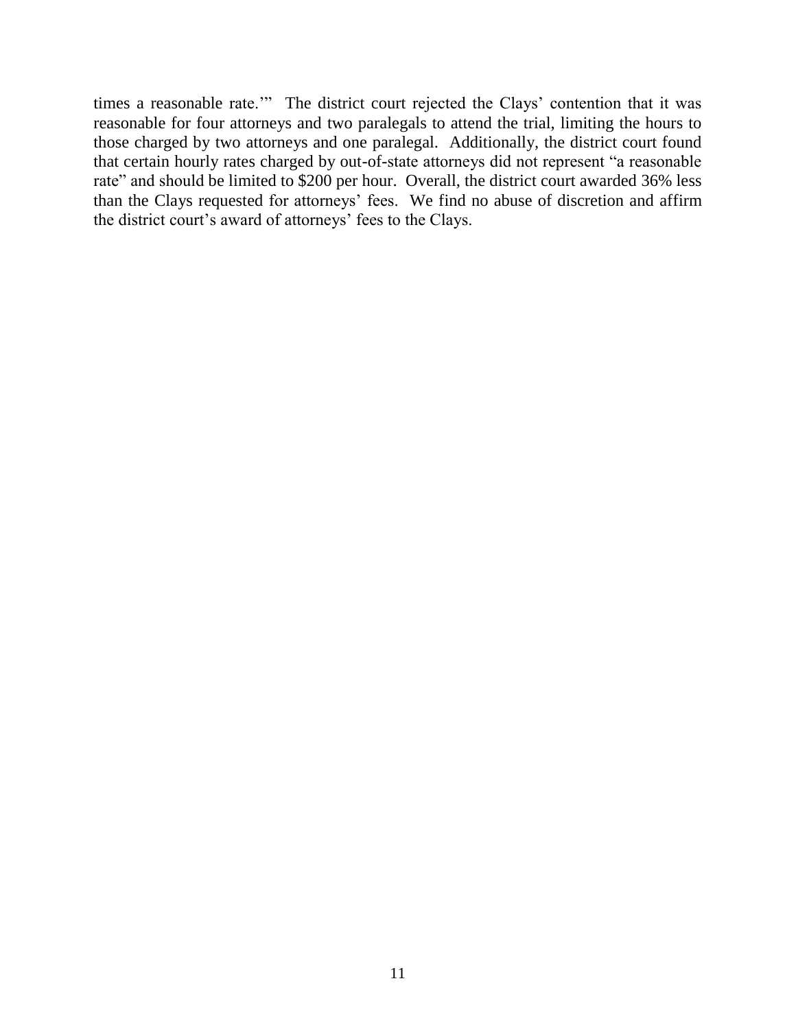times a reasonable rate.'" The district court rejected the Clays' contention that it was reasonable for four attorneys and two paralegals to attend the trial, limiting the hours to those charged by two attorneys and one paralegal. Additionally, the district court found that certain hourly rates charged by out-of-state attorneys did not represent "a reasonable rate" and should be limited to $200 per hour. Overall, the district court awarded 36% less than the Clays requested for attorneys' fees. We find no abuse of discretion and affirm the district court's award of attorneys' fees to the Clays.